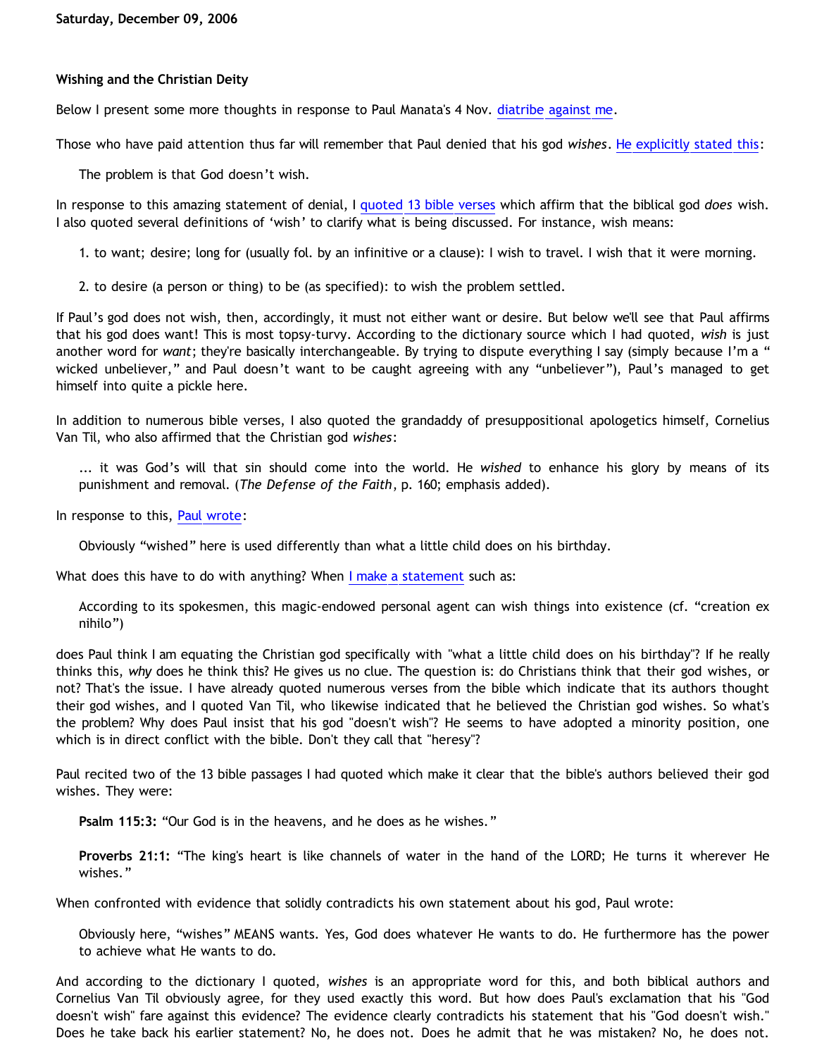Saturday, December 09, 2006

## Wishing and the Christian Deity

Below I present some more thoughts in response to Paul Manata's 4 Nov. diatribe against me.

Those who have paid attention thus far will remember that Paul denied that his god *wishes*. He explicitly stated this:

> The problem is that God doesn't wish.

In response to this amazing statement of denial, I quoted 13 bible verses which affirm that the biblical god *does* wish. I also quoted several definitions of 'wish' to clarify what is being discussed. For instance, wish means:

> 1. to want; desire; long for (usually fol. by an infinitive or a clause): I wish to travel. I wish that it were morning.
>
> 2. to desire (a person or thing) to be (as specified): to wish the problem settled.

If Paul's god does not wish, then, accordingly, it must not either want or desire. But below we'll see that Paul affirms that his god does want! This is most topsy-turvy. According to the dictionary source which I had quoted, *wish* is just another word for *want*; they're basically interchangeable. By trying to dispute everything I say (simply because I'm a "wicked unbeliever," and Paul doesn't want to be caught agreeing with any "unbeliever"), Paul's managed to get himself into quite a pickle here.

In addition to numerous bible verses, I also quoted the grandaddy of presuppositional apologetics himself, Cornelius Van Til, who also affirmed that the Christian god *wishes*:

> ... it was God's will that sin should come into the world. He *wished* to enhance his glory by means of its punishment and removal. (*The Defense of the Faith*, p. 160; emphasis added).

In response to this, Paul wrote:

> Obviously "wished" here is used differently than what a little child does on his birthday.

What does this have to do with anything? When I make a statement such as:

> According to its spokesmen, this magic-endowed personal agent can wish things into existence (cf. "creation ex nihilo")

does Paul think I am equating the Christian god specifically with "what a little child does on his birthday"? If he really thinks this, *why* does he think this? He gives us no clue. The question is: do Christians think that their god wishes, or not? That's the issue. I have already quoted numerous verses from the bible which indicate that its authors thought their god wishes, and I quoted Van Til, who likewise indicated that he believed the Christian god wishes. So what's the problem? Why does Paul insist that his god "doesn't wish"? He seems to have adopted a minority position, one which is in direct conflict with the bible. Don't they call that "heresy"?

Paul recited two of the 13 bible passages I had quoted which make it clear that the bible's authors believed their god wishes. They were:

> **Psalm 115:3:** "Our God is in the heavens, and he does as he wishes."
>
> **Proverbs 21:1:** "The king's heart is like channels of water in the hand of the LORD; He turns it wherever He wishes."

When confronted with evidence that solidly contradicts his own statement about his god, Paul wrote:

> Obviously here, "wishes" MEANS wants. Yes, God does whatever He wants to do. He furthermore has the power to achieve what He wants to do.

And according to the dictionary I quoted, *wishes* is an appropriate word for this, and both biblical authors and Cornelius Van Til obviously agree, for they used exactly this word. But how does Paul's exclamation that his "God doesn't wish" fare against this evidence? The evidence clearly contradicts his statement that his "God doesn't wish." Does he take back his earlier statement? No, he does not. Does he admit that he was mistaken? No, he does not.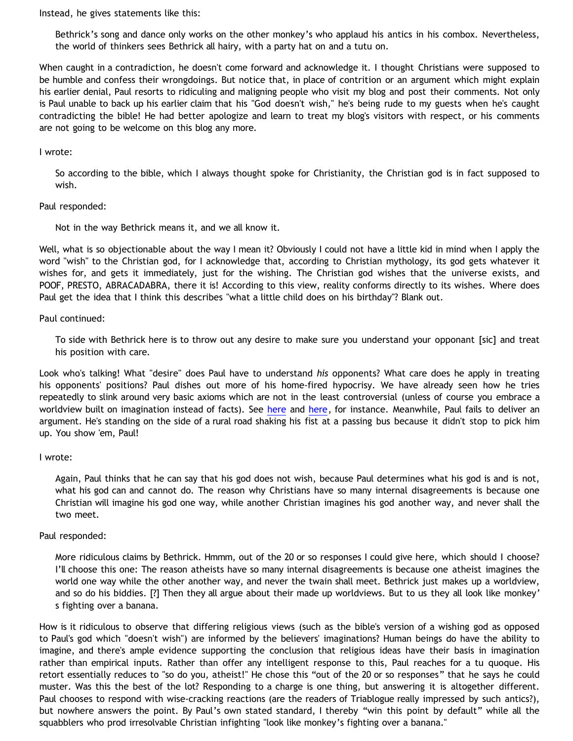Instead, he gives statements like this:

> Bethrick's song and dance only works on the other monkey's who applaud his antics in his combox. Nevertheless, the world of thinkers sees Bethrick all hairy, with a party hat on and a tutu on.

When caught in a contradiction, he doesn't come forward and acknowledge it. I thought Christians were supposed to be humble and confess their wrongdoings. But notice that, in place of contrition or an argument which might explain his earlier denial, Paul resorts to ridiculing and maligning people who visit my blog and post their comments. Not only is Paul unable to back up his earlier claim that his "God doesn't wish," he's being rude to my guests when he's caught contradicting the bible! He had better apologize and learn to treat my blog's visitors with respect, or his comments are not going to be welcome on this blog any more.

I wrote:

> So according to the bible, which I always thought spoke for Christianity, the Christian god is in fact supposed to wish.

Paul responded:

> Not in the way Bethrick means it, and we all know it.

Well, what is so objectionable about the way I mean it? Obviously I could not have a little kid in mind when I apply the word "wish" to the Christian god, for I acknowledge that, according to Christian mythology, its god gets whatever it wishes for, and gets it immediately, just for the wishing. The Christian god wishes that the universe exists, and POOF, PRESTO, ABRACADABRA, there it is! According to this view, reality conforms directly to its wishes. Where does Paul get the idea that I think this describes "what a little child does on his birthday"? Blank out.

Paul continued:

> To side with Bethrick here is to throw out any desire to make sure you understand your opponant [sic] and treat his position with care.

Look who's talking! What "desire" does Paul have to understand *his* opponents? What care does he apply in treating his opponents' positions? Paul dishes out more of his home-fired hypocrisy. We have already seen how he tries repeatedly to slink around very basic axioms which are not in the least controversial (unless of course you embrace a worldview built on imagination instead of facts). See here and here, for instance. Meanwhile, Paul fails to deliver an argument. He's standing on the side of a rural road shaking his fist at a passing bus because it didn't stop to pick him up. You show 'em, Paul!

I wrote:

> Again, Paul thinks that he can say that his god does not wish, because Paul determines what his god is and is not, what his god can and cannot do. The reason why Christians have so many internal disagreements is because one Christian will imagine his god one way, while another Christian imagines his god another way, and never shall the two meet.

Paul responded:

> More ridiculous claims by Bethrick. Hmmm, out of the 20 or so responses I could give here, which should I choose? I'll choose this one: The reason atheists have so many internal disagreements is because one atheist imagines the world one way while the other another way, and never the twain shall meet. Bethrick just makes up a worldview, and so do his biddies. [?] Then they all argue about their made up worldviews. But to us they all look like monkey's fighting over a banana.

How is it ridiculous to observe that differing religious views (such as the bible's version of a wishing god as opposed to Paul's god which "doesn't wish") are informed by the believers' imaginations? Human beings do have the ability to imagine, and there's ample evidence supporting the conclusion that religious ideas have their basis in imagination rather than empirical inputs. Rather than offer any intelligent response to this, Paul reaches for a tu quoque. His retort essentially reduces to "so do you, atheist!" He chose this "out of the 20 or so responses" that he says he could muster. Was this the best of the lot? Responding to a charge is one thing, but answering it is altogether different. Paul chooses to respond with wise-cracking reactions (are the readers of Triablogue really impressed by such antics?), but nowhere answers the point. By Paul's own stated standard, I thereby "win this point by default" while all the squabblers who prod irresolvable Christian infighting "look like monkey's fighting over a banana."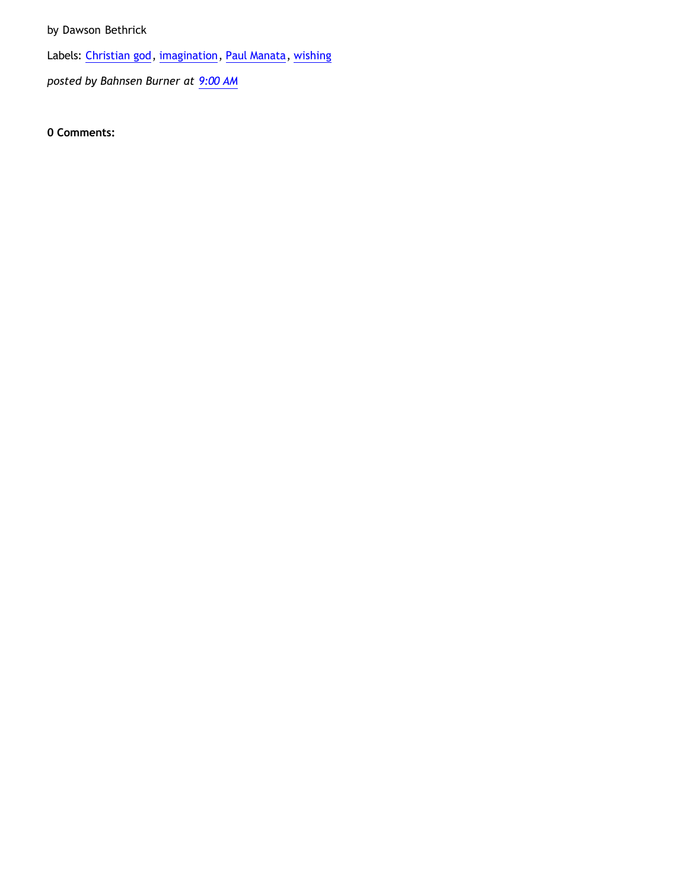by Dawson Bethrick

Labels: Christian god, imagination, Paul Manata, wishing

*posted by Bahnsen Burner at 9:00 AM*

**0 Comments:**